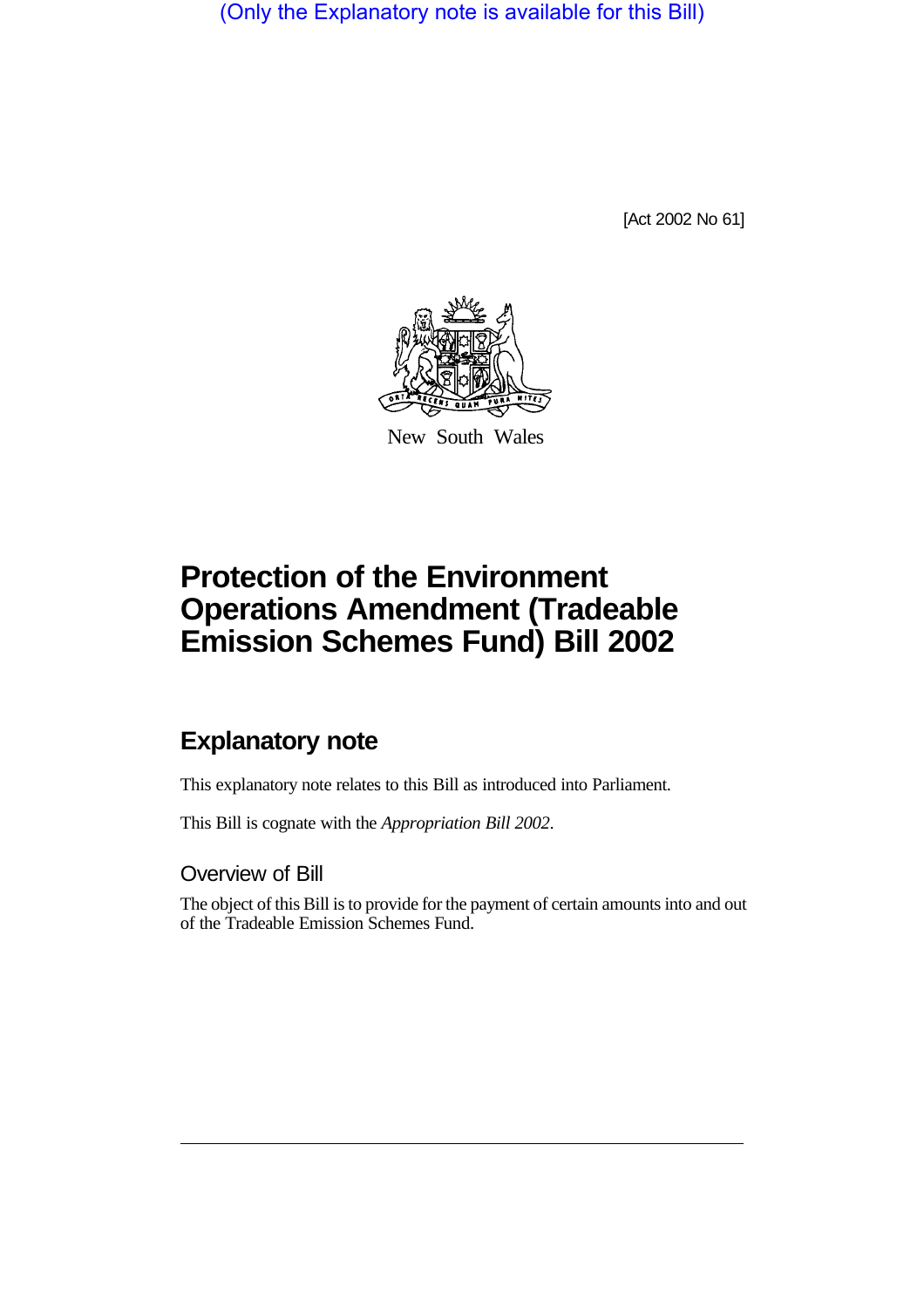(Only the Explanatory note is available for this Bill)

[Act 2002 No 61]

New South Wales

# Protection of the Environment Operations Amendment (Tradeable Emission Schemes Fund) Bill 2002

## Explanatory note

This explanatory note relates to this Bill as introduced into Parliament.

This Bill is cognate with the *Appropriation Bill 2002*.

### Overview of Bill

The object of this Bill is to provide for the payment of certain amounts into and out of the Tradeable Emission Schemes Fund.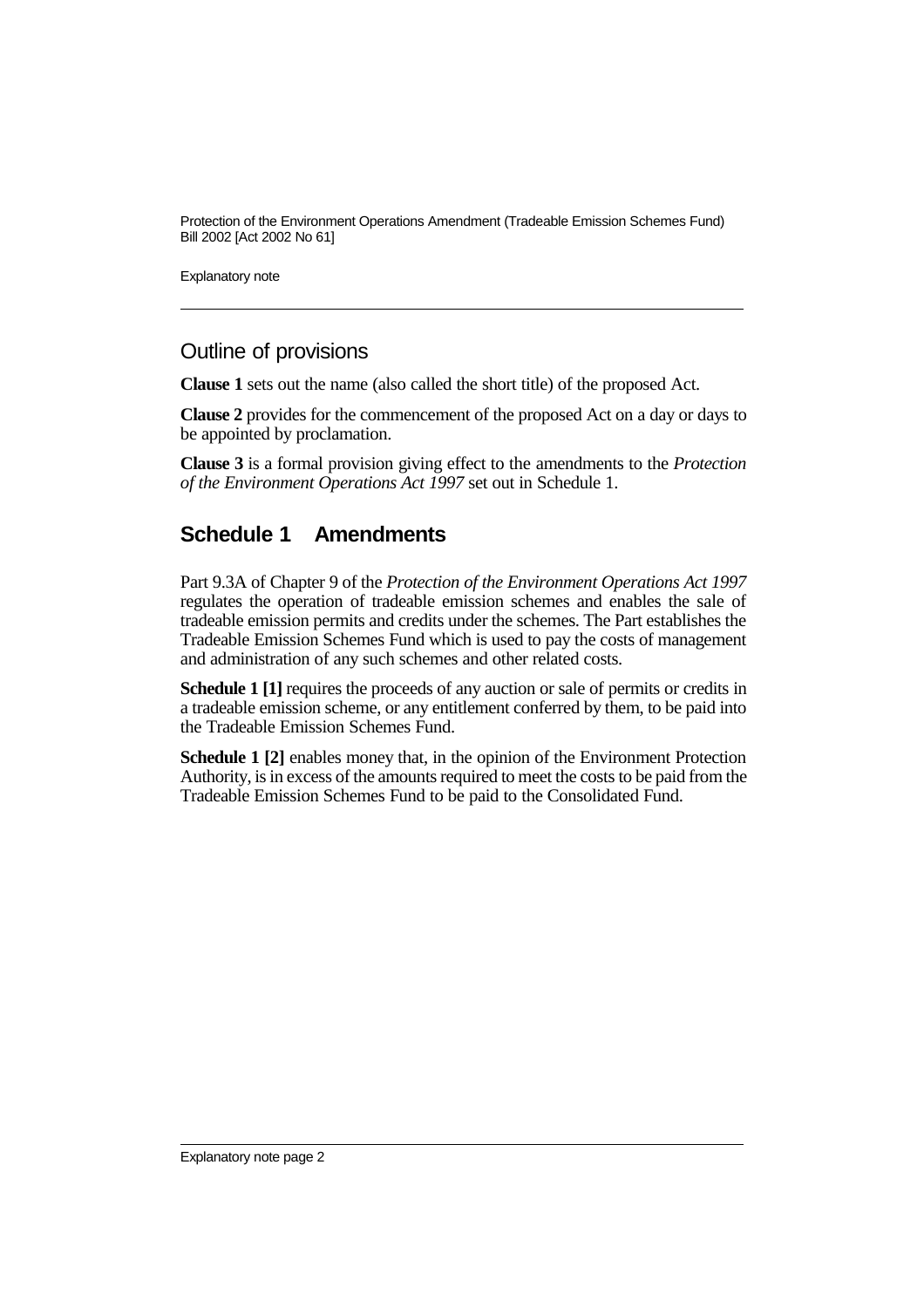## Outline of provisions

**Clause 1** sets out the name (also called the short title) of the proposed Act.

**Clause 2** provides for the commencement of the proposed Act on a day or days to be appointed by proclamation.

**Clause 3** is a formal provision giving effect to the amendments to the *Protection of the Environment Operations Act 1997* set out in Schedule 1.

## Schedule 1 Amendments

Part 9.3A of Chapter 9 of the *Protection of the Environment Operations Act 1997* regulates the operation of tradeable emission schemes and enables the sale of tradeable emission permits and credits under the schemes. The Part establishes the Tradeable Emission Schemes Fund which is used to pay the costs of management and administration of any such schemes and other related costs.

**Schedule 1 [1]** requires the proceeds of any auction or sale of permits or credits in a tradeable emission scheme, or any entitlement conferred by them, to be paid into the Tradeable Emission Schemes Fund.

**Schedule 1 [2]** enables money that, in the opinion of the Environment Protection Authority, is in excess of the amounts required to meet the costs to be paid from the Tradeable Emission Schemes Fund to be paid to the Consolidated Fund.